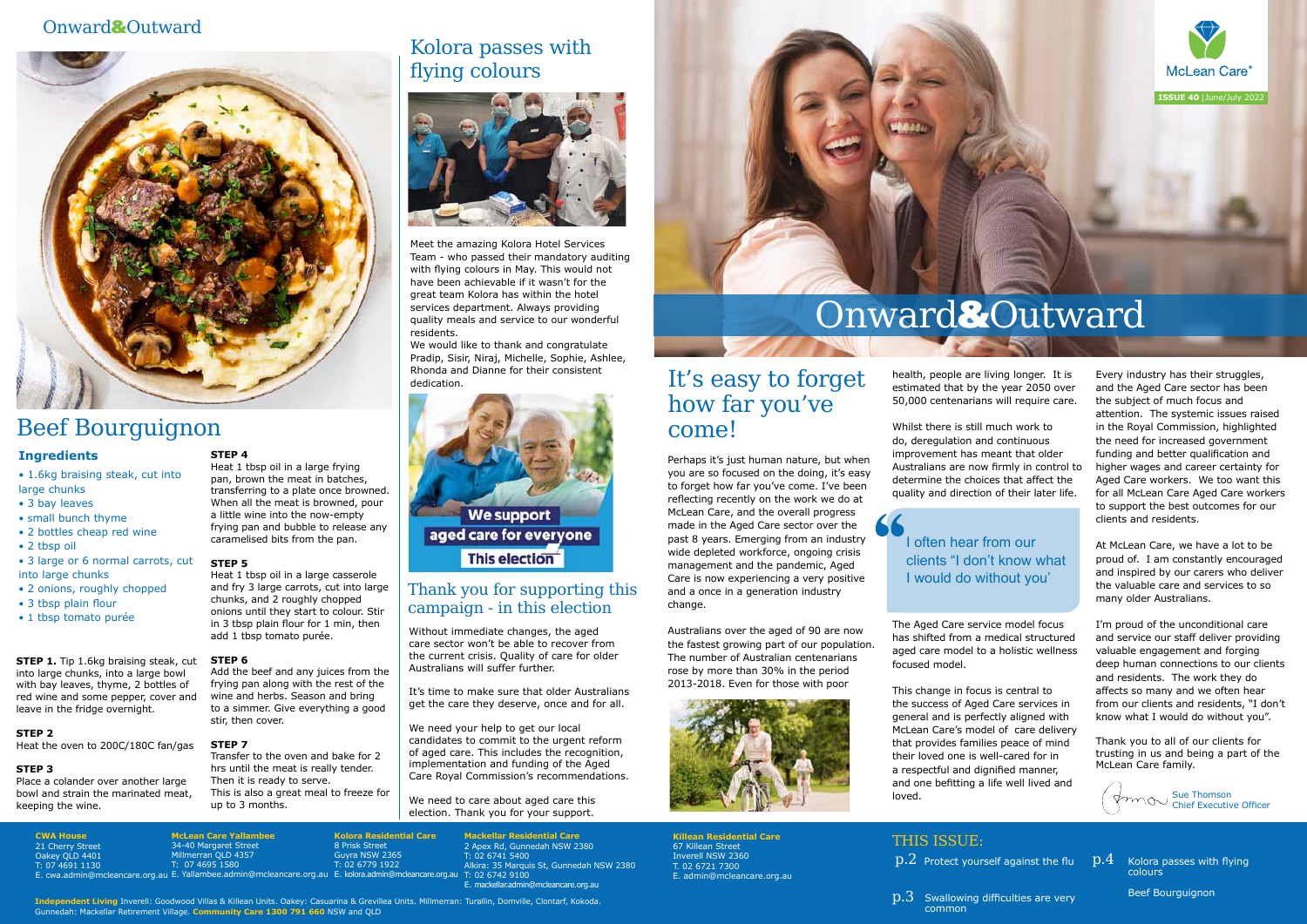# Onward&Outward

McLean Care®

ISSUE 40 | June/July 2022

## It's easy to forget how far you've come!

Perhaps it's just human nature, but when you are so focused on the doing, it's easy to forget how far you've come. I've been reflecting recently on the work we do at McLean Care, and the overall progress made in the Aged Care sector over the past 8 years. Emerging from an industry wide depleted workforce, ongoing crisis management and the pandemic, Aged Care is now experiencing a very positive and a once in a generation industry change.

Australians over the aged of 90 are now the fastest growing part of our population. The number of Australian centenarians rose by more than 30% in the period 2013-2018. Even for those with poor health, people are living longer. It is estimated that by the year 2050 over 50,000 centenarians will require care.

Whilst there is still much work to do, deregulation and continuous improvement has meant that older Australians are now firmly in control to determine the choices that affect the quality and direction of their later life.

> I often hear from our clients "I don't know what I would do without you'

The Aged Care service model focus has shifted from a medical structured aged care model to a holistic wellness focused model.

This change in focus is central to the success of Aged Care services in general and is perfectly aligned with McLean Care's model of care delivery that provides families peace of mind their loved one is well-cared for in a respectful and dignified manner, and one befitting a life well lived and loved.

Every industry has their struggles, and the Aged Care sector has been the subject of much focus and attention. The systemic issues raised in the Royal Commission, highlighted the need for increased government funding and better qualification and higher wages and career certainty for Aged Care workers. We too want this for all McLean Care Aged Care workers to support the best outcomes for our clients and residents.

At McLean Care, we have a lot to be proud of. I am constantly encouraged and inspired by our carers who deliver the valuable care and services to so many older Australians.

I'm proud of the unconditional care and service our staff deliver providing valuable engagement and forging deep human connections to our clients and residents. The work they do affects so many and we often hear from our clients and residents, "I don't know what I would do without you".

Thank you to all of our clients for trusting in us and being a part of the McLean Care family.

Sue Thomson
Chief Executive Officer

## THIS ISSUE:

- p.2 Protect yourself against the flu
- p.3 Swallowing difficulties are very common
- p.4 Kolora passes with flying colours
- Beef Bourguignon

**Killean Residential Care**
67 Killean Street
Inverell NSW 2360
T. 02 6721 7300
E. admin@mcleancare.org.au

## Beef Bourguignon

### Ingredients

- 1.6kg braising steak, cut into large chunks
- 3 bay leaves
- small bunch thyme
- 2 bottles cheap red wine
- 2 tbsp oil
- 3 large or 6 normal carrots, cut into large chunks
- 2 onions, roughly chopped
- 3 tbsp plain flour
- 1 tbsp tomato purée

**STEP 1.** Tip 1.6kg braising steak, cut into large chunks, into a large bowl with bay leaves, thyme, 2 bottles of red wine and some pepper, cover and leave in the fridge overnight.

**STEP 2**
Heat the oven to 200C/180C fan/gas

**STEP 3**
Place a colander over another large bowl and strain the marinated meat, keeping the wine.

**STEP 4**
Heat 1 tbsp oil in a large frying pan, brown the meat in batches, transferring to a plate once browned. When all the meat is browned, pour a little wine into the now-empty frying pan and bubble to release any caramelised bits from the pan.

**STEP 5**
Heat 1 tbsp oil in a large casserole and fry 3 large carrots, cut into large chunks, and 2 roughly chopped onions until they start to colour. Stir in 3 tbsp plain flour for 1 min, then add 1 tbsp tomato purée.

**STEP 6**
Add the beef and any juices from the frying pan along with the rest of the wine and herbs. Season and bring to a simmer. Give everything a good stir, then cover.

**STEP 7**
Transfer to the oven and bake for 2 hrs until the meat is really tender. Then it is ready to serve.
This is also a great meal to freeze for up to 3 months.

## Kolora passes with flying colours

Meet the amazing Kolora Hotel Services Team - who passed their mandatory auditing with flying colours in May. This would not have been achievable if it wasn't for the great team Kolora has within the hotel services department. Always providing quality meals and service to our wonderful residents.
We would like to thank and congratulate Pradip, Sisir, Niraj, Michelle, Sophie, Ashlee, Rhonda and Dianne for their consistent dedication.

We support aged care for everyone This election

## Thank you for supporting this campaign - in this election

Without immediate changes, the aged care sector won't be able to recover from the current crisis. Quality of care for older Australians will suffer further.

It's time to make sure that older Australians get the care they deserve, once and for all.

We need your help to get our local candidates to commit to the urgent reform of aged care. This includes the recognition, implementation and funding of the Aged Care Royal Commission's recommendations.

We need to care about aged care this election. Thank you for your support.

**CWA House**
21 Cherry Street
Oakey QLD 4401
T: 07 4691 1130
E. cwa.admin@mcleancare.org.au

**McLean Care Yallambee**
34-40 Margaret Street
Millmerran QLD 4357
T: 07 4695 1580
E. Yallambee.admin@mcleancare.org.au

**Kolora Residential Care**
8 Prisk Street
Guyra NSW 2365
T: 02 6779 1922
E. kolora.admin@mcleancare.org.au

**Mackellar Residential Care**
2 Apex Rd, Gunnedah NSW 2380
T: 02 6741 5400
Alkira: 35 Marquis St, Gunnedah NSW 2380
T: 02 6742 9100
E. mackellar.admin@mcleancare.org.au

**Independent Living** Inverell: Goodwood Villas & Killean Units. Oakey: Casuarina & Grevillea Units. Millmerran: Turallin, Domville, Clontarf, Kokoda. Gunnedah: Mackellar Retirement Village. **Community Care 1300 791 660** NSW and QLD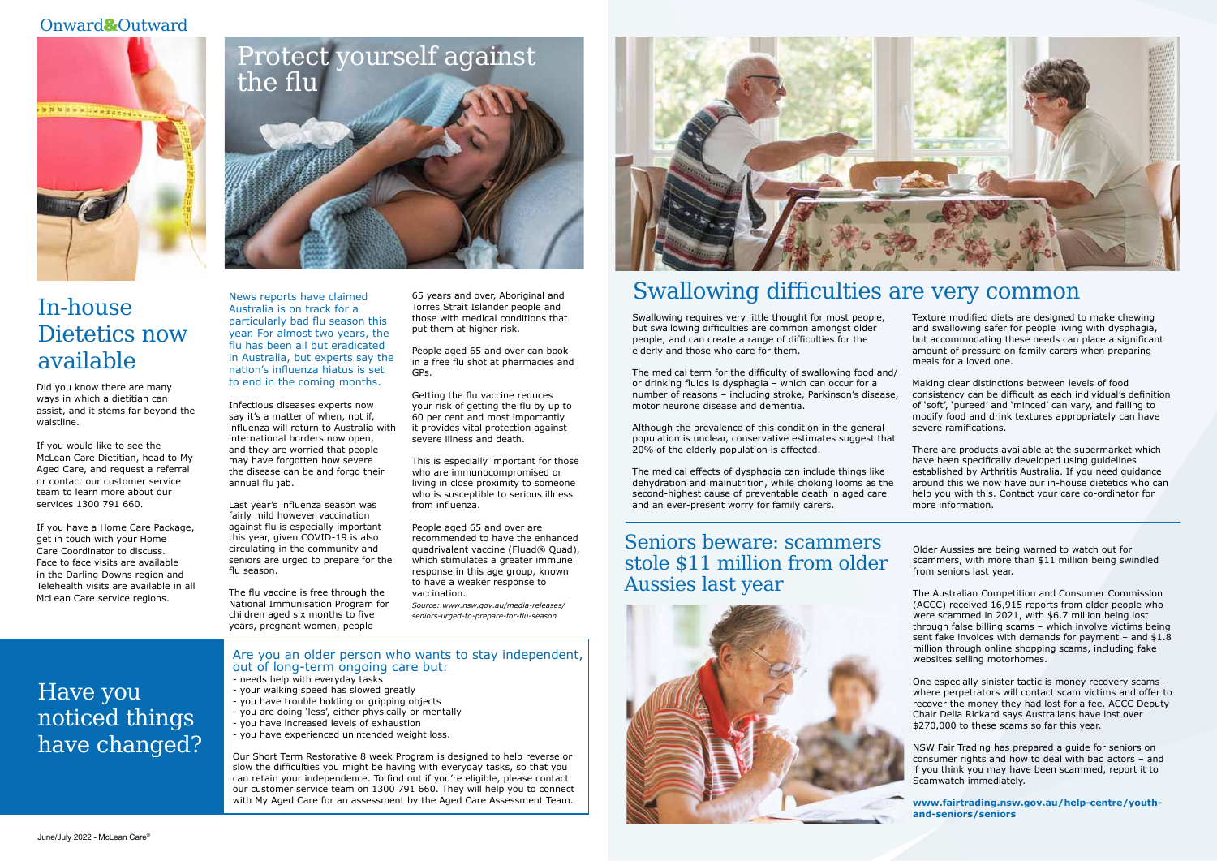# In-house Dietetics now available

Did you know there are many ways in which a dietitian can assist, and it stems far beyond the waistline.

If you would like to see the McLean Care Dietitian, head to My Aged Care, and request a referral or contact our customer service team to learn more about our services 1300 791 660.

If you have a Home Care Package, get in touch with your Home Care Coordinator to discuss. Face to face visits are available in the Darling Downs region and Telehealth visits are available in all McLean Care service regions.

# Protect yourself against the flu

News reports have claimed Australia is on track for a particularly bad flu season this year. For almost two years, the flu has been all but eradicated in Australia, but experts say the nation's influenza hiatus is set to end in the coming months.

Infectious diseases experts now say it's a matter of when, not if, influenza will return to Australia with international borders now open, and they are worried that people may have forgotten how severe the disease can be and forgo their annual flu jab.

Last year's influenza season was fairly mild however vaccination against flu is especially important this year, given COVID-19 is also circulating in the community and seniors are urged to prepare for the flu season.

The flu vaccine is free through the National Immunisation Program for children aged six months to five years, pregnant women, people 65 years and over, Aboriginal and Torres Strait Islander people and those with medical conditions that put them at higher risk.

People aged 65 and over can book in a free flu shot at pharmacies and GPs.

Getting the flu vaccine reduces your risk of getting the flu by up to 60 per cent and most importantly it provides vital protection against severe illness and death.

This is especially important for those who are immunocompromised or living in close proximity to someone who is susceptible to serious illness from influenza.

People aged 65 and over are recommended to have the enhanced quadrivalent vaccine (Fluad® Quad), which stimulates a greater immune response in this age group, known to have a weaker response to vaccination.

*Source: www.nsw.gov.au/media-releases/seniors-urged-to-prepare-for-flu-season*

# Have you noticed things have changed?

## Are you an older person who wants to stay independent, out of long-term ongoing care but:

- needs help with everyday tasks
- your walking speed has slowed greatly
- you have trouble holding or gripping objects
- you are doing 'less', either physically or mentally
- you have increased levels of exhaustion
- you have experienced unintended weight loss.

Our Short Term Restorative 8 week Program is designed to help reverse or slow the difficulties you might be having with everyday tasks, so that you can retain your independence. To find out if you're eligible, please contact our customer service team on 1300 791 660. They will help you to connect with My Aged Care for an assessment by the Aged Care Assessment Team.

# Swallowing difficulties are very common

Swallowing requires very little thought for most people, but swallowing difficulties are common amongst older people, and can create a range of difficulties for the elderly and those who care for them.

The medical term for the difficulty of swallowing food and/or drinking fluids is dysphagia – which can occur for a number of reasons – including stroke, Parkinson's disease, motor neurone disease and dementia.

Although the prevalence of this condition in the general population is unclear, conservative estimates suggest that 20% of the elderly population is affected.

The medical effects of dysphagia can include things like dehydration and malnutrition, while choking looms as the second-highest cause of preventable death in aged care and an ever-present worry for family carers.

Texture modified diets are designed to make chewing and swallowing safer for people living with dysphagia, but accommodating these needs can place a significant amount of pressure on family carers when preparing meals for a loved one.

Making clear distinctions between levels of food consistency can be difficult as each individual's definition of 'soft', 'pureed' and 'minced' can vary, and failing to modify food and drink textures appropriately can have severe ramifications.

There are products available at the supermarket which have been specifically developed using guidelines established by Arthritis Australia. If you need guidance around this we now have our in-house dietetics who can help you with this. Contact your care co-ordinator for more information.

# Seniors beware: scammers stole $11 million from older Aussies last year

Older Aussies are being warned to watch out for scammers, with more than $11 million being swindled from seniors last year.

The Australian Competition and Consumer Commission (ACCC) received 16,915 reports from older people who were scammed in 2021, with $6.7 million being lost through false billing scams – which involve victims being sent fake invoices with demands for payment – and $1.8 million through online shopping scams, including fake websites selling motorhomes.

One especially sinister tactic is money recovery scams – where perpetrators will contact scam victims and offer to recover the money they had lost for a fee. ACCC Deputy Chair Delia Rickard says Australians have lost over $270,000 to these scams so far this year.

NSW Fair Trading has prepared a guide for seniors on consumer rights and how to deal with bad actors – and if you think you may have been scammed, report it to Scamwatch immediately.

**www.fairtrading.nsw.gov.au/help-centre/youth-and-seniors/seniors**